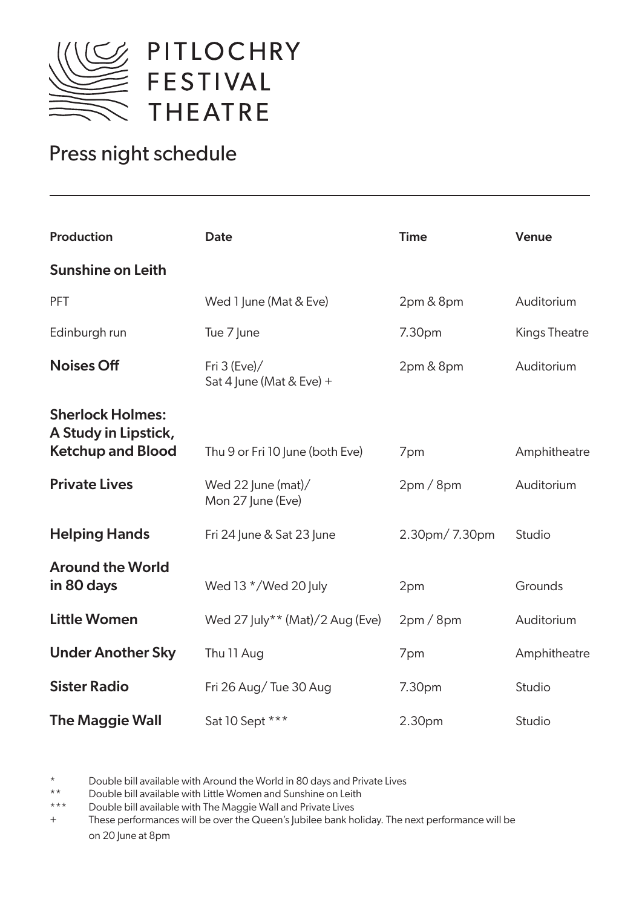# PITLOCHRY FESTIVAL THEATRE

## Press night schedule

| Production | Date | Time | Venue |
|---|---|---|---|
| **Sunshine on Leith** | | | |
| PFT | Wed 1 June (Mat & Eve) | 2pm & 8pm | Auditorium |
| Edinburgh run | Tue 7 June | 7.30pm | Kings Theatre |
| **Noises Off** | Fri 3 (Eve)/ Sat 4 June (Mat & Eve) + | 2pm & 8pm | Auditorium |
| **Sherlock Holmes: A Study in Lipstick, Ketchup and Blood** | Thu 9 or Fri 10 June (both Eve) | 7pm | Amphitheatre |
| **Private Lives** | Wed 22 June (mat)/ Mon 27 June (Eve) | 2pm / 8pm | Auditorium |
| **Helping Hands** | Fri 24 June & Sat 23 June | 2.30pm/ 7.30pm | Studio |
| **Around the World in 80 days** | Wed 13 */Wed 20 July | 2pm | Grounds |
| **Little Women** | Wed 27 July** (Mat)/2 Aug (Eve) | 2pm / 8pm | Auditorium |
| **Under Another Sky** | Thu 11 Aug | 7pm | Amphitheatre |
| **Sister Radio** | Fri 26 Aug/ Tue 30 Aug | 7.30pm | Studio |
| **The Maggie Wall** | Sat 10 Sept *** | 2.30pm | Studio |

\* Double bill available with Around the World in 80 days and Private Lives

\*\* Double bill available with Little Women and Sunshine on Leith

\*\*\* Double bill available with The Maggie Wall and Private Lives

\+ These performances will be over the Queen's Jubilee bank holiday. The next performance will be on 20 June at 8pm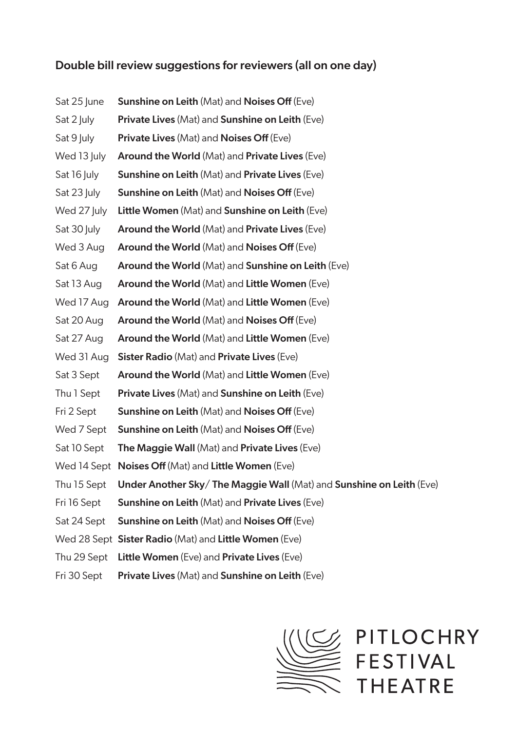## Double bill review suggestions for reviewers (all on one day)

| | |
|---|---|
| Sat 25 June | **Sunshine on Leith** (Mat) and **Noises Off** (Eve) |
| Sat 2 July | **Private Lives** (Mat) and **Sunshine on Leith** (Eve) |
| Sat 9 July | **Private Lives** (Mat) and **Noises Off** (Eve) |
| Wed 13 July | **Around the World** (Mat) and **Private Lives** (Eve) |
| Sat 16 July | **Sunshine on Leith** (Mat) and **Private Lives** (Eve) |
| Sat 23 July | **Sunshine on Leith** (Mat) and **Noises Off** (Eve) |
| Wed 27 July | **Little Women** (Mat) and **Sunshine on Leith** (Eve) |
| Sat 30 July | **Around the World** (Mat) and **Private Lives** (Eve) |
| Wed 3 Aug | **Around the World** (Mat) and **Noises Off** (Eve) |
| Sat 6 Aug | **Around the World** (Mat) and **Sunshine on Leith** (Eve) |
| Sat 13 Aug | **Around the World** (Mat) and **Little Women** (Eve) |
| Wed 17 Aug | **Around the World** (Mat) and **Little Women** (Eve) |
| Sat 20 Aug | **Around the World** (Mat) and **Noises Off** (Eve) |
| Sat 27 Aug | **Around the World** (Mat) and **Little Women** (Eve) |
| Wed 31 Aug | **Sister Radio** (Mat) and **Private Lives** (Eve) |
| Sat 3 Sept | **Around the World** (Mat) and **Little Women** (Eve) |
| Thu 1 Sept | **Private Lives** (Mat) and **Sunshine on Leith** (Eve) |
| Fri 2 Sept | **Sunshine on Leith** (Mat) and **Noises Off** (Eve) |
| Wed 7 Sept | **Sunshine on Leith** (Mat) and **Noises Off** (Eve) |
| Sat 10 Sept | **The Maggie Wall** (Mat) and **Private Lives** (Eve) |
| Wed 14 Sept | **Noises Off** (Mat) and **Little Women** (Eve) |
| Thu 15 Sept | **Under Another Sky**/ **The Maggie Wall** (Mat) and **Sunshine on Leith** (Eve) |
| Fri 16 Sept | **Sunshine on Leith** (Mat) and **Private Lives** (Eve) |
| Sat 24 Sept | **Sunshine on Leith** (Mat) and **Noises Off** (Eve) |
| Wed 28 Sept | **Sister Radio** (Mat) and **Little Women** (Eve) |
| Thu 29 Sept | **Little Women** (Eve) and **Private Lives** (Eve) |
| Fri 30 Sept | **Private Lives** (Mat) and **Sunshine on Leith** (Eve) |

PITLOCHRY FESTIVAL THEATRE